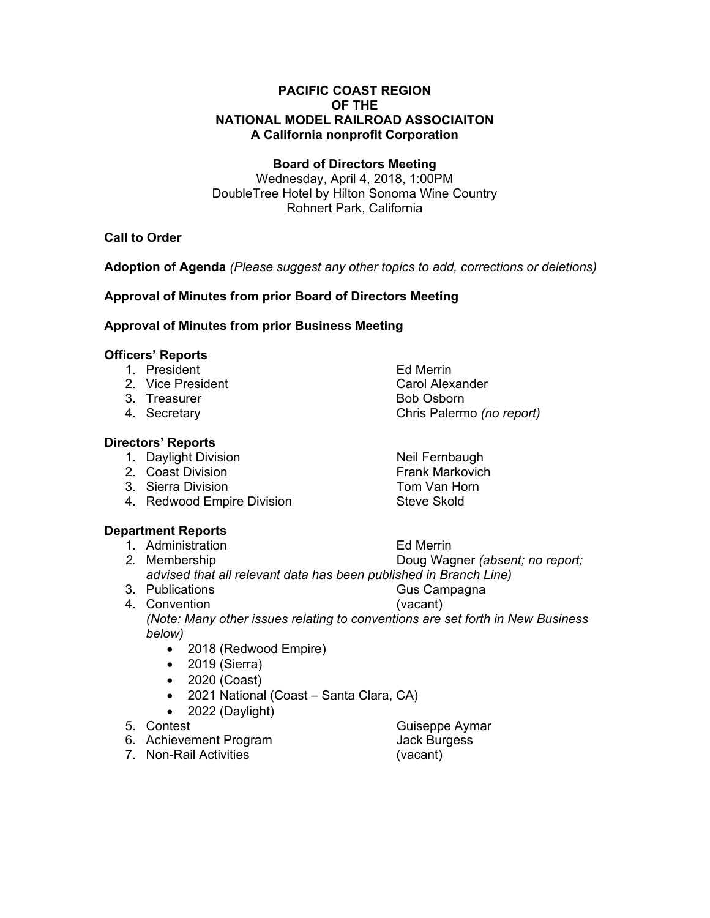**PACIFIC COAST REGION**
**OF THE**
**NATIONAL MODEL RAILROAD ASSOCIAITON**
**A California nonprofit Corporation**

**Board of Directors Meeting**
Wednesday, April 4, 2018, 1:00PM
DoubleTree Hotel by Hilton Sonoma Wine Country
Rohnert Park, California

**Call to Order**

**Adoption of Agenda** *(Please suggest any other topics to add, corrections or deletions)*

**Approval of Minutes from prior Board of Directors Meeting**

**Approval of Minutes from prior Business Meeting**

**Officers' Reports**

1. President — Ed Merrin
2. Vice President — Carol Alexander
3. Treasurer — Bob Osborn
4. Secretary — Chris Palermo *(no report)*

**Directors' Reports**

1. Daylight Division — Neil Fernbaugh
2. Coast Division — Frank Markovich
3. Sierra Division — Tom Van Horn
4. Redwood Empire Division — Steve Skold

**Department Reports**

1. Administration — Ed Merrin
2. Membership — Doug Wagner *(absent; no report; advised that all relevant data has been published in Branch Line)*
3. Publications — Gus Campagna
4. Convention — (vacant)
   *(Note: Many other issues relating to conventions are set forth in New Business below)*
   - 2018 (Redwood Empire)
   - 2019 (Sierra)
   - 2020 (Coast)
   - 2021 National (Coast – Santa Clara, CA)
   - 2022 (Daylight)
5. Contest — Guiseppe Aymar
6. Achievement Program — Jack Burgess
7. Non-Rail Activities — (vacant)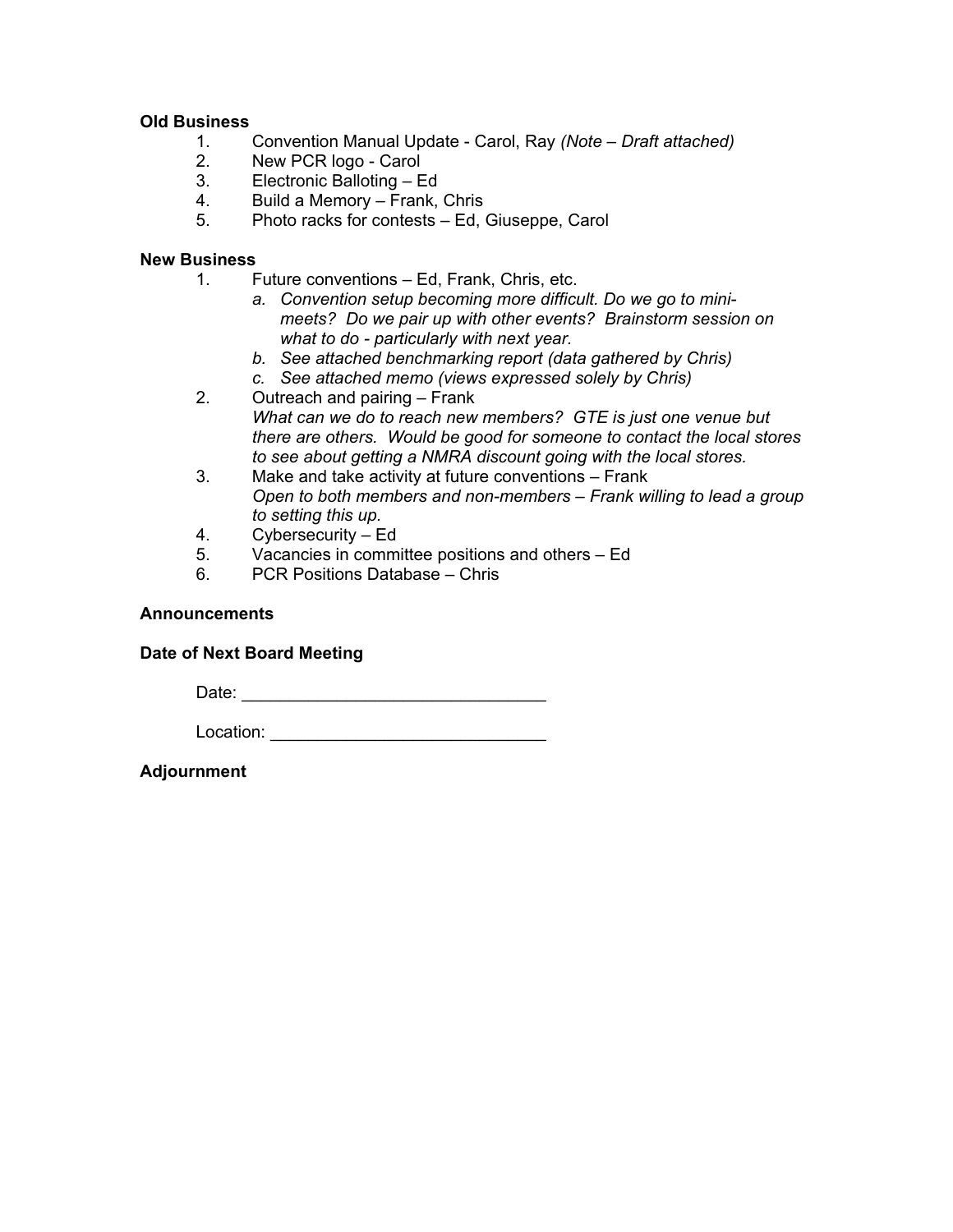**Old Business**

1. Convention Manual Update - Carol, Ray *(Note – Draft attached)*
2. New PCR logo - Carol
3. Electronic Balloting – Ed
4. Build a Memory – Frank, Chris
5. Photo racks for contests – Ed, Giuseppe, Carol

**New Business**

1. Future conventions – Ed, Frank, Chris, etc.
    a. *Convention setup becoming more difficult. Do we go to mini-meets? Do we pair up with other events? Brainstorm session on what to do - particularly with next year.*
    b. *See attached benchmarking report (data gathered by Chris)*
    c. *See attached memo (views expressed solely by Chris)*
2. Outreach and pairing – Frank
   *What can we do to reach new members? GTE is just one venue but there are others. Would be good for someone to contact the local stores to see about getting a NMRA discount going with the local stores.*
3. Make and take activity at future conventions – Frank
   *Open to both members and non-members – Frank willing to lead a group to setting this up.*
4. Cybersecurity – Ed
5. Vacancies in committee positions and others – Ed
6. PCR Positions Database – Chris

**Announcements**

**Date of Next Board Meeting**

Date: ________________________________

Location: _____________________________

**Adjournment**